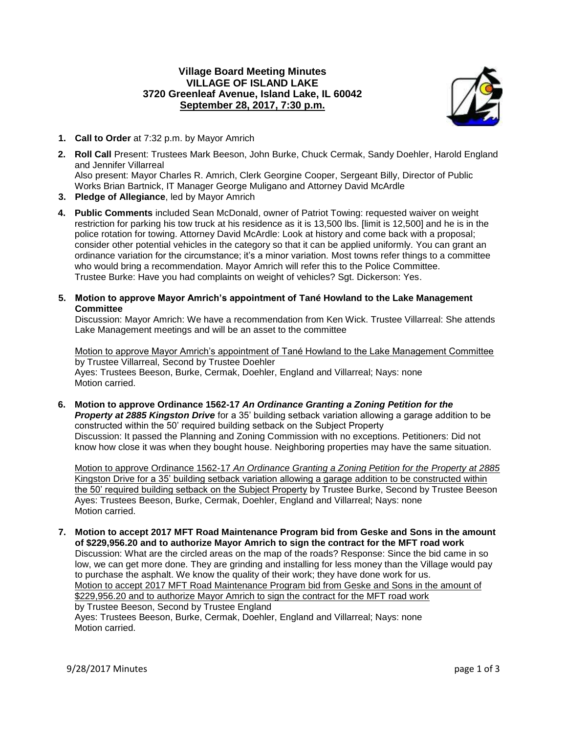**Village Board Meeting Minutes**
**VILLAGE OF ISLAND LAKE**
**3720 Greenleaf Avenue, Island Lake, IL 60042**
**September 28, 2017, 7:30 p.m.**

1. **Call to Order** at 7:32 p.m. by Mayor Amrich

2. **Roll Call** Present: Trustees Mark Beeson, John Burke, Chuck Cermak, Sandy Doehler, Harold England and Jennifer Villarreal
   Also present: Mayor Charles R. Amrich, Clerk Georgine Cooper, Sergeant Billy, Director of Public Works Brian Bartnick, IT Manager George Muligano and Attorney David McArdle

3. **Pledge of Allegiance**, led by Mayor Amrich

4. **Public Comments** included Sean McDonald, owner of Patriot Towing: requested waiver on weight restriction for parking his tow truck at his residence as it is 13,500 lbs. [limit is 12,500] and he is in the police rotation for towing. Attorney David McArdle: Look at history and come back with a proposal; consider other potential vehicles in the category so that it can be applied uniformly. You can grant an ordinance variation for the circumstance; it's a minor variation. Most towns refer things to a committee who would bring a recommendation. Mayor Amrich will refer this to the Police Committee.
   Trustee Burke: Have you had complaints on weight of vehicles? Sgt. Dickerson: Yes.

5. **Motion to approve Mayor Amrich's appointment of Tané Howland to the Lake Management Committee**
   Discussion: Mayor Amrich: We have a recommendation from Ken Wick. Trustee Villarreal: She attends Lake Management meetings and will be an asset to the committee

   Motion to approve Mayor Amrich's appointment of Tané Howland to the Lake Management Committee by Trustee Villarreal, Second by Trustee Doehler
   Ayes: Trustees Beeson, Burke, Cermak, Doehler, England and Villarreal; Nays: none
   Motion carried.

6. **Motion to approve Ordinance 1562-17 *An Ordinance Granting a Zoning Petition for the Property at 2885 Kingston Drive*** for a 35' building setback variation allowing a garage addition to be constructed within the 50' required building setback on the Subject Property
   Discussion: It passed the Planning and Zoning Commission with no exceptions. Petitioners: Did not know how close it was when they bought house. Neighboring properties may have the same situation.

   Motion to approve Ordinance 1562-17 *An Ordinance Granting a Zoning Petition for the Property at 2885* Kingston Drive for a 35' building setback variation allowing a garage addition to be constructed within the 50' required building setback on the Subject Property by Trustee Burke, Second by Trustee Beeson
   Ayes: Trustees Beeson, Burke, Cermak, Doehler, England and Villarreal; Nays: none
   Motion carried.

7. **Motion to accept 2017 MFT Road Maintenance Program bid from Geske and Sons in the amount of $229,956.20 and to authorize Mayor Amrich to sign the contract for the MFT road work**
   Discussion: What are the circled areas on the map of the roads? Response: Since the bid came in so low, we can get more done. They are grinding and installing for less money than the Village would pay to purchase the asphalt. We know the quality of their work; they have done work for us.
   Motion to accept 2017 MFT Road Maintenance Program bid from Geske and Sons in the amount of $229,956.20 and to authorize Mayor Amrich to sign the contract for the MFT road work by Trustee Beeson, Second by Trustee England
   Ayes: Trustees Beeson, Burke, Cermak, Doehler, England and Villarreal; Nays: none
   Motion carried.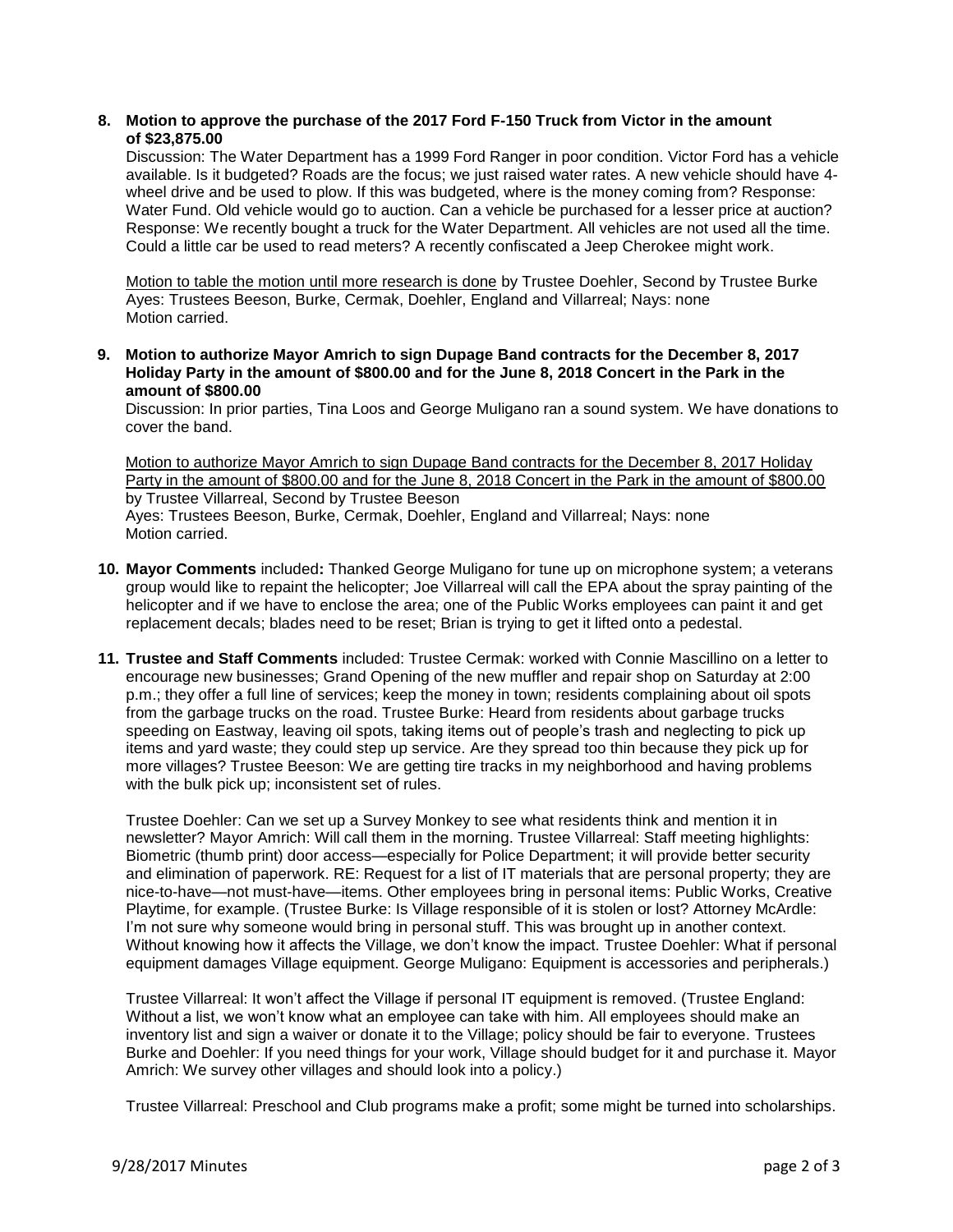8. **Motion to approve the purchase of the 2017 Ford F-150 Truck from Victor in the amount of $23,875.00**

   Discussion: The Water Department has a 1999 Ford Ranger in poor condition. Victor Ford has a vehicle available. Is it budgeted? Roads are the focus; we just raised water rates. A new vehicle should have 4-wheel drive and be used to plow. If this was budgeted, where is the money coming from? Response: Water Fund. Old vehicle would go to auction. Can a vehicle be purchased for a lesser price at auction? Response: We recently bought a truck for the Water Department. All vehicles are not used all the time. Could a little car be used to read meters? A recently confiscated a Jeep Cherokee might work.

   <u>Motion to table the motion until more research is done</u> by Trustee Doehler, Second by Trustee Burke
   Ayes: Trustees Beeson, Burke, Cermak, Doehler, England and Villarreal; Nays: none
   Motion carried.

9. **Motion to authorize Mayor Amrich to sign Dupage Band contracts for the December 8, 2017 Holiday Party in the amount of $800.00 and for the June 8, 2018 Concert in the Park in the amount of $800.00**

   Discussion: In prior parties, Tina Loos and George Muligano ran a sound system. We have donations to cover the band.

   <u>Motion to authorize Mayor Amrich to sign Dupage Band contracts for the December 8, 2017 Holiday Party in the amount of $800.00 and for the June 8, 2018 Concert in the Park in the amount of $800.00</u> by Trustee Villarreal, Second by Trustee Beeson
   Ayes: Trustees Beeson, Burke, Cermak, Doehler, England and Villarreal; Nays: none
   Motion carried.

10. **Mayor Comments** included**:** Thanked George Muligano for tune up on microphone system; a veterans group would like to repaint the helicopter; Joe Villarreal will call the EPA about the spray painting of the helicopter and if we have to enclose the area; one of the Public Works employees can paint it and get replacement decals; blades need to be reset; Brian is trying to get it lifted onto a pedestal.

11. **Trustee and Staff Comments** included: Trustee Cermak: worked with Connie Mascillino on a letter to encourage new businesses; Grand Opening of the new muffler and repair shop on Saturday at 2:00 p.m.; they offer a full line of services; keep the money in town; residents complaining about oil spots from the garbage trucks on the road. Trustee Burke: Heard from residents about garbage trucks speeding on Eastway, leaving oil spots, taking items out of people's trash and neglecting to pick up items and yard waste; they could step up service. Are they spread too thin because they pick up for more villages? Trustee Beeson: We are getting tire tracks in my neighborhood and having problems with the bulk pick up; inconsistent set of rules.

    Trustee Doehler: Can we set up a Survey Monkey to see what residents think and mention it in newsletter? Mayor Amrich: Will call them in the morning. Trustee Villarreal: Staff meeting highlights: Biometric (thumb print) door access—especially for Police Department; it will provide better security and elimination of paperwork. RE: Request for a list of IT materials that are personal property; they are nice-to-have—not must-have—items. Other employees bring in personal items: Public Works, Creative Playtime, for example. (Trustee Burke: Is Village responsible of it is stolen or lost? Attorney McArdle: I'm not sure why someone would bring in personal stuff. This was brought up in another context. Without knowing how it affects the Village, we don't know the impact. Trustee Doehler: What if personal equipment damages Village equipment. George Muligano: Equipment is accessories and peripherals.)

    Trustee Villarreal: It won't affect the Village if personal IT equipment is removed. (Trustee England: Without a list, we won't know what an employee can take with him. All employees should make an inventory list and sign a waiver or donate it to the Village; policy should be fair to everyone. Trustees Burke and Doehler: If you need things for your work, Village should budget for it and purchase it. Mayor Amrich: We survey other villages and should look into a policy.)

    Trustee Villarreal: Preschool and Club programs make a profit; some might be turned into scholarships.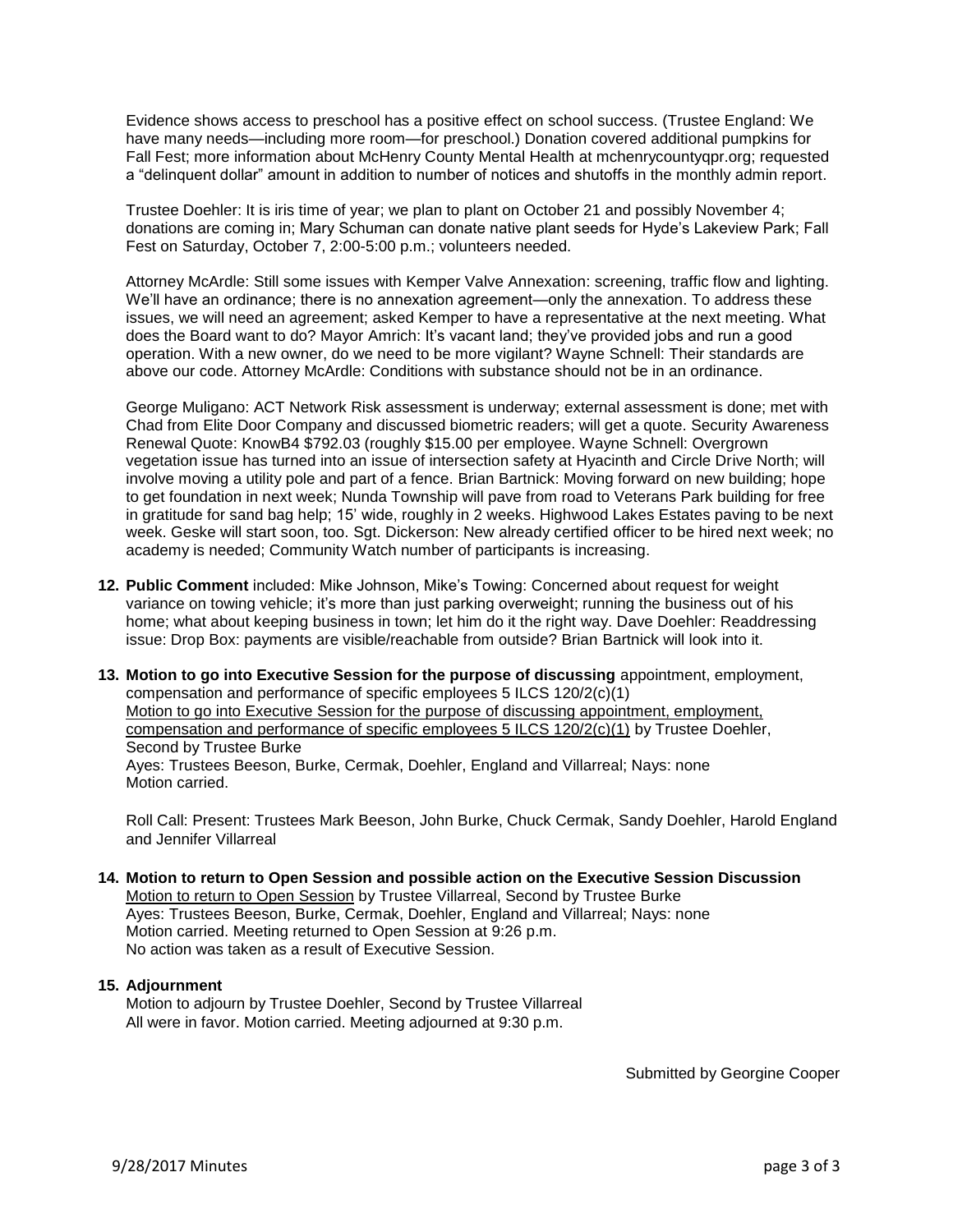Evidence shows access to preschool has a positive effect on school success. (Trustee England: We have many needs—including more room—for preschool.) Donation covered additional pumpkins for Fall Fest; more information about McHenry County Mental Health at mchenrycountyqpr.org; requested a "delinquent dollar" amount in addition to number of notices and shutoffs in the monthly admin report.

Trustee Doehler: It is iris time of year; we plan to plant on October 21 and possibly November 4; donations are coming in; Mary Schuman can donate native plant seeds for Hyde's Lakeview Park; Fall Fest on Saturday, October 7, 2:00-5:00 p.m.; volunteers needed.

Attorney McArdle: Still some issues with Kemper Valve Annexation: screening, traffic flow and lighting. We'll have an ordinance; there is no annexation agreement—only the annexation. To address these issues, we will need an agreement; asked Kemper to have a representative at the next meeting. What does the Board want to do? Mayor Amrich: It's vacant land; they've provided jobs and run a good operation. With a new owner, do we need to be more vigilant? Wayne Schnell: Their standards are above our code. Attorney McArdle: Conditions with substance should not be in an ordinance.

George Muligano: ACT Network Risk assessment is underway; external assessment is done; met with Chad from Elite Door Company and discussed biometric readers; will get a quote. Security Awareness Renewal Quote: KnowB4 $792.03 (roughly $15.00 per employee. Wayne Schnell: Overgrown vegetation issue has turned into an issue of intersection safety at Hyacinth and Circle Drive North; will involve moving a utility pole and part of a fence. Brian Bartnick: Moving forward on new building; hope to get foundation in next week; Nunda Township will pave from road to Veterans Park building for free in gratitude for sand bag help; 15' wide, roughly in 2 weeks. Highwood Lakes Estates paving to be next week. Geske will start soon, too. Sgt. Dickerson: New already certified officer to be hired next week; no academy is needed; Community Watch number of participants is increasing.

12. **Public Comment** included: Mike Johnson, Mike's Towing: Concerned about request for weight variance on towing vehicle; it's more than just parking overweight; running the business out of his home; what about keeping business in town; let him do it the right way. Dave Doehler: Readdressing issue: Drop Box: payments are visible/reachable from outside? Brian Bartnick will look into it.

13. **Motion to go into Executive Session for the purpose of discussing** appointment, employment, compensation and performance of specific employees 5 ILCS 120/2(c)(1)
    Motion to go into Executive Session for the purpose of discussing appointment, employment, compensation and performance of specific employees 5 ILCS 120/2(c)(1) by Trustee Doehler, Second by Trustee Burke
    Ayes: Trustees Beeson, Burke, Cermak, Doehler, England and Villarreal; Nays: none
    Motion carried.

    Roll Call: Present: Trustees Mark Beeson, John Burke, Chuck Cermak, Sandy Doehler, Harold England and Jennifer Villarreal

14. **Motion to return to Open Session and possible action on the Executive Session Discussion**
    Motion to return to Open Session by Trustee Villarreal, Second by Trustee Burke
    Ayes: Trustees Beeson, Burke, Cermak, Doehler, England and Villarreal; Nays: none
    Motion carried. Meeting returned to Open Session at 9:26 p.m.
    No action was taken as a result of Executive Session.

15. **Adjournment**
    Motion to adjourn by Trustee Doehler, Second by Trustee Villarreal
    All were in favor. Motion carried. Meeting adjourned at 9:30 p.m.

Submitted by Georgine Cooper